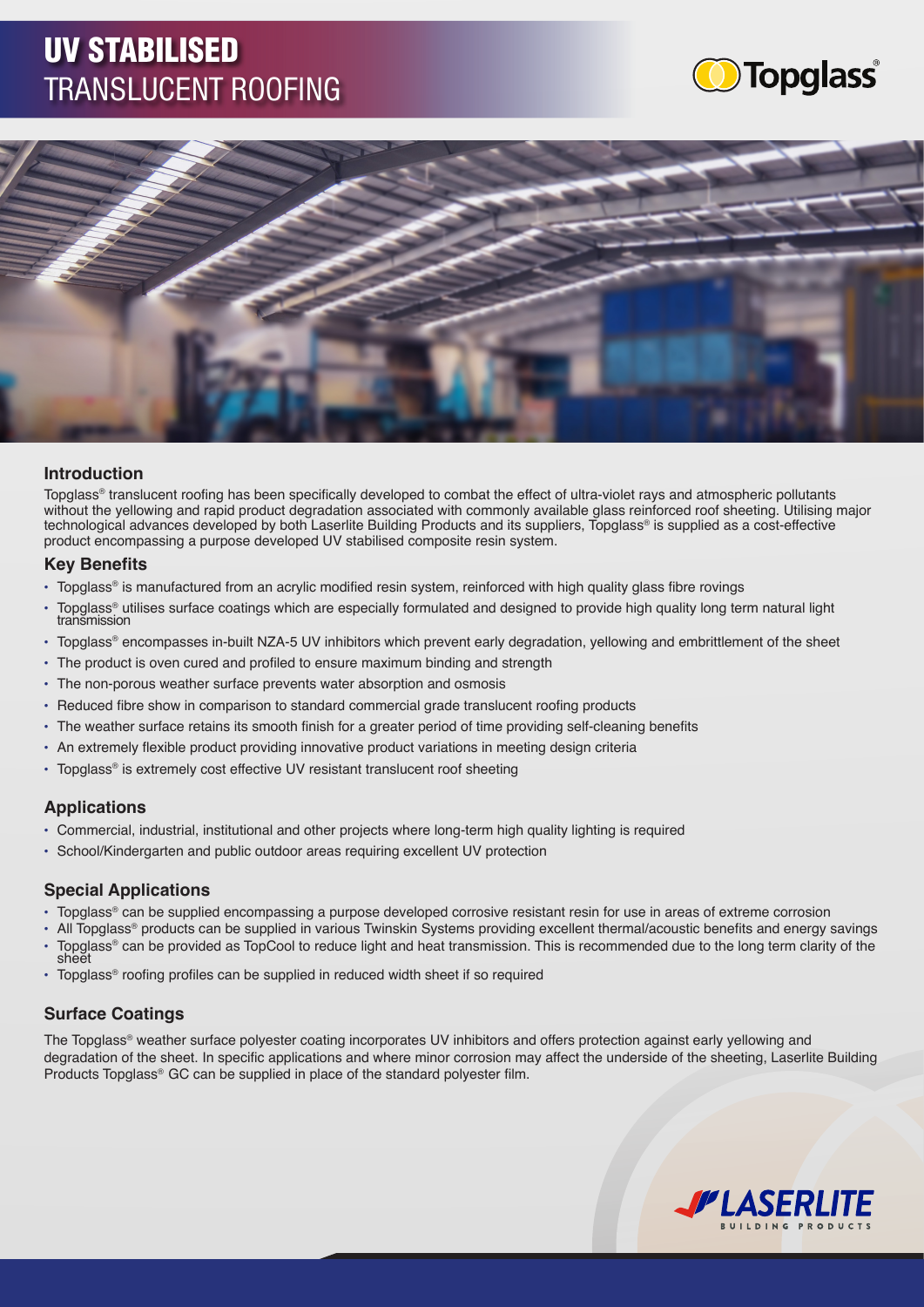# UV STABILISED
# TRANSLUCENT ROOFING

Topglass®

## Introduction

Topglass® translucent roofing has been specifically developed to combat the effect of ultra-violet rays and atmospheric pollutants without the yellowing and rapid product degradation associated with commonly available glass reinforced roof sheeting. Utilising major technological advances developed by both Laserlite Building Products and its suppliers, Topglass® is supplied as a cost-effective product encompassing a purpose developed UV stabilised composite resin system.

## Key Benefits

- Topglass® is manufactured from an acrylic modified resin system, reinforced with high quality glass fibre rovings
- Topglass® utilises surface coatings which are especially formulated and designed to provide high quality long term natural light transmission
- Topglass® encompasses in-built NZA-5 UV inhibitors which prevent early degradation, yellowing and embrittlement of the sheet
- The product is oven cured and profiled to ensure maximum binding and strength
- The non-porous weather surface prevents water absorption and osmosis
- Reduced fibre show in comparison to standard commercial grade translucent roofing products
- The weather surface retains its smooth finish for a greater period of time providing self-cleaning benefits
- An extremely flexible product providing innovative product variations in meeting design criteria
- Topglass® is extremely cost effective UV resistant translucent roof sheeting

## Applications

- Commercial, industrial, institutional and other projects where long-term high quality lighting is required
- School/Kindergarten and public outdoor areas requiring excellent UV protection

## Special Applications

- Topglass® can be supplied encompassing a purpose developed corrosive resistant resin for use in areas of extreme corrosion
- All Topglass® products can be supplied in various Twinskin Systems providing excellent thermal/acoustic benefits and energy savings
- Topglass® can be provided as TopCool to reduce light and heat transmission. This is recommended due to the long term clarity of the sheet
- Topglass® roofing profiles can be supplied in reduced width sheet if so required

## Surface Coatings

The Topglass® weather surface polyester coating incorporates UV inhibitors and offers protection against early yellowing and degradation of the sheet. In specific applications and where minor corrosion may affect the underside of the sheeting, Laserlite Building Products Topglass® GC can be supplied in place of the standard polyester film.

LASERLITE BUILDING PRODUCTS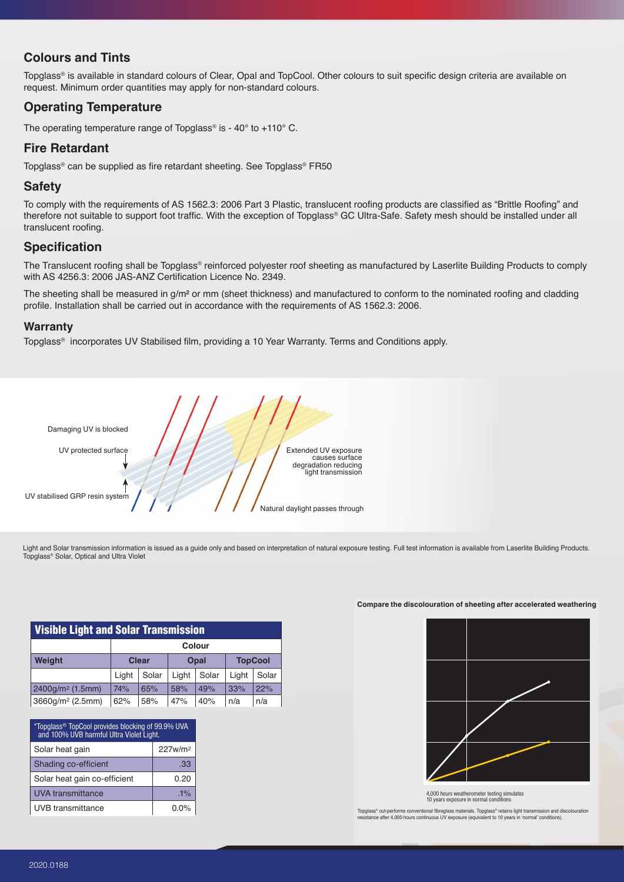## Colours and Tints

Topglass® is available in standard colours of Clear, Opal and TopCool. Other colours to suit specific design criteria are available on request. Minimum order quantities may apply for non-standard colours.

## Operating Temperature

The operating temperature range of Topglass® is - 40° to +110° C.

## Fire Retardant

Topglass® can be supplied as fire retardant sheeting. See Topglass® FR50

## Safety

To comply with the requirements of AS 1562.3: 2006 Part 3 Plastic, translucent roofing products are classified as "Brittle Roofing" and therefore not suitable to support foot traffic. With the exception of Topglass® GC Ultra-Safe. Safety mesh should be installed under all translucent roofing.

## Specification

The Translucent roofing shall be Topglass® reinforced polyester roof sheeting as manufactured by Laserlite Building Products to comply with AS 4256.3: 2006 JAS-ANZ Certification Licence No. 2349.

The sheeting shall be measured in g/m² or mm (sheet thickness) and manufactured to conform to the nominated roofing and cladding profile. Installation shall be carried out in accordance with the requirements of AS 1562.3: 2006.

## Warranty

Topglass® incorporates UV Stabilised film, providing a 10 Year Warranty. Terms and Conditions apply.

Damaging UV is blocked

UV protected surface

UV stabilised GRP resin system

Extended UV exposure causes surface degradation reducing light transmission

Natural daylight passes through

Light and Solar transmission information is issued as a guide only and based on interpretation of natural exposure testing. Full test information is available from Laserlite Building Products. Topglass® Solar, Optical and Ultra Violet

### Visible Light and Solar Transmission

| | Colour | | | | | |
|---|---|---|---|---|---|---|
| **Weight** | **Clear** | | **Opal** | | **TopCool** | |
| | Light | Solar | Light | Solar | Light | Solar |
| 2400g/m² (1.5mm) | 74% | 65% | 58% | 49% | 33% | 22% |
| 3660g/m² (2.5mm) | 62% | 58% | 47% | 40% | n/a | n/a |

| *Topglass® TopCool provides blocking of 99.9% UVA and 100% UVB harmful Ultra Violet Light. | |
|---|---|
| Solar heat gain | 227w/m² |
| Shading co-efficient | .33 |
| Solar heat gain co-efficient | 0.20 |
| UVA transmittance | .1% |
| UVB transmittance | 0.0% |

**Compare the discolouration of sheeting after accelerated weathering**

4,000 hours weatherometer testing simulates 10 years exposure in normal conditions

Topglass® out-performs conventional fibreglass materials. Topglass® retains light transmission and discolouration resistance after 4,000 hours continuous UV exposure (equivalent to 10 years in 'normal' conditions).

2020.0188